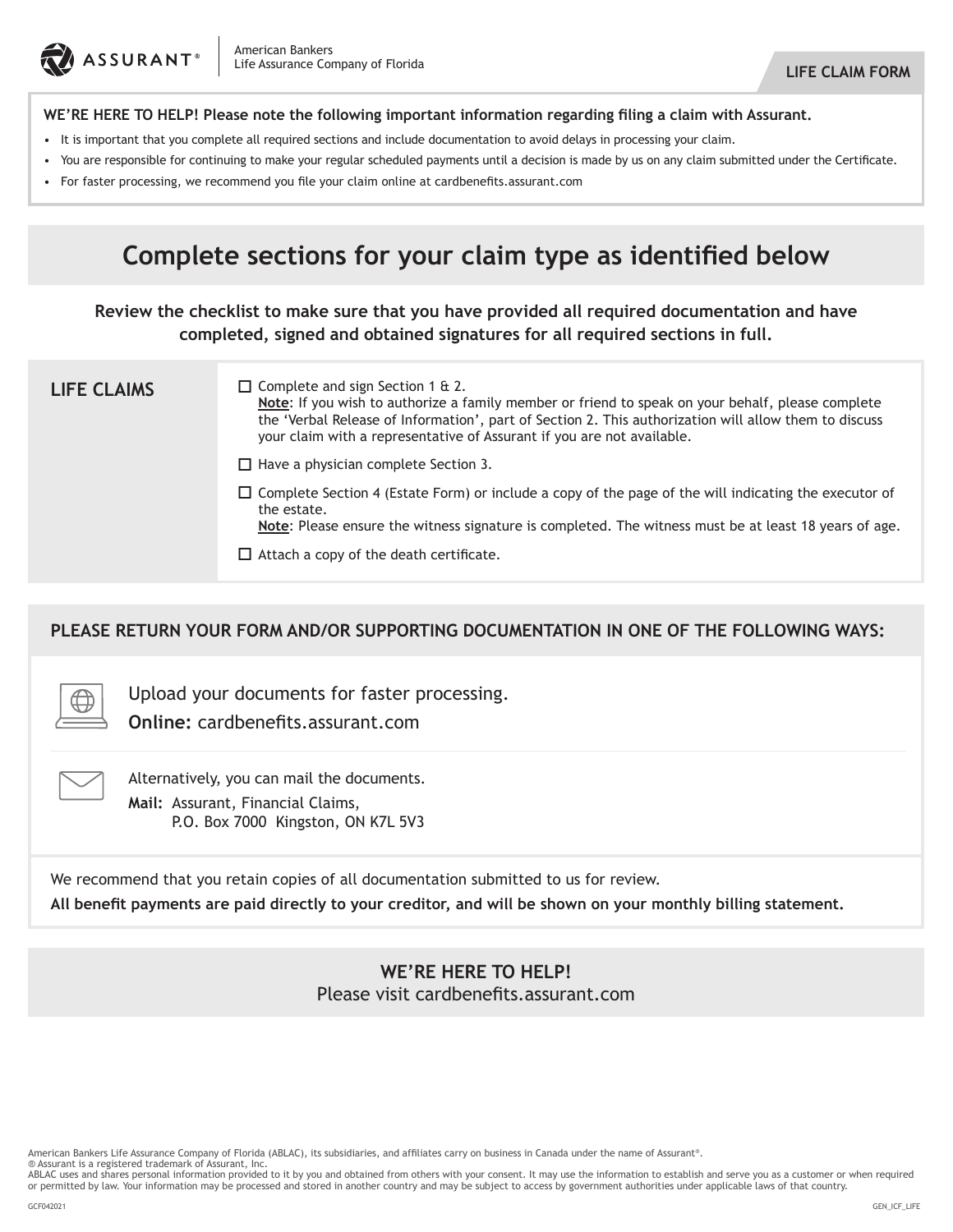ASSURANT®

American Bankers Life Assurance Company of Florida

**LIFE CLAIM FORM**

**WE'RE HERE TO HELP! Please note the following important information regarding filing a claim with Assurant.**

- It is important that you complete all required sections and include documentation to avoid delays in processing your claim.
- You are responsible for continuing to make your regular scheduled payments until a decision is made by us on any claim submitted under the Certificate.
- For faster processing, we recommend you file your claim online at cardbenefits.assurant.com

# Complete sections for your claim type as identified below

**Review the checklist to make sure that you have provided all required documentation and have completed, signed and obtained signatures for all required sections in full.**

## LIFE CLAIMS

- ☐ Complete and sign Section 1 & 2.
  **Note**: If you wish to authorize a family member or friend to speak on your behalf, please complete the 'Verbal Release of Information', part of Section 2. This authorization will allow them to discuss your claim with a representative of Assurant if you are not available.
- ☐ Have a physician complete Section 3.
- ☐ Complete Section 4 (Estate Form) or include a copy of the page of the will indicating the executor of the estate.
  **Note**: Please ensure the witness signature is completed. The witness must be at least 18 years of age.
- ☐ Attach a copy of the death certificate.

## PLEASE RETURN YOUR FORM AND/OR SUPPORTING DOCUMENTATION IN ONE OF THE FOLLOWING WAYS:

Upload your documents for faster processing.
**Online:** cardbenefits.assurant.com

Alternatively, you can mail the documents.
**Mail:** Assurant, Financial Claims,
P.O. Box 7000 Kingston, ON K7L 5V3

We recommend that you retain copies of all documentation submitted to us for review.
**All benefit payments are paid directly to your creditor, and will be shown on your monthly billing statement.**

**WE'RE HERE TO HELP!**
Please visit cardbenefits.assurant.com

American Bankers Life Assurance Company of Florida (ABLAC), its subsidiaries, and affiliates carry on business in Canada under the name of Assurant®.
® Assurant is a registered trademark of Assurant, Inc.
ABLAC uses and shares personal information provided to it by you and obtained from others with your consent. It may use the information to establish and serve you as a customer or when required or permitted by law. Your information may be processed and stored in another country and may be subject to access by government authorities under applicable laws of that country.

GCF042021 GEN_ICF_LIFE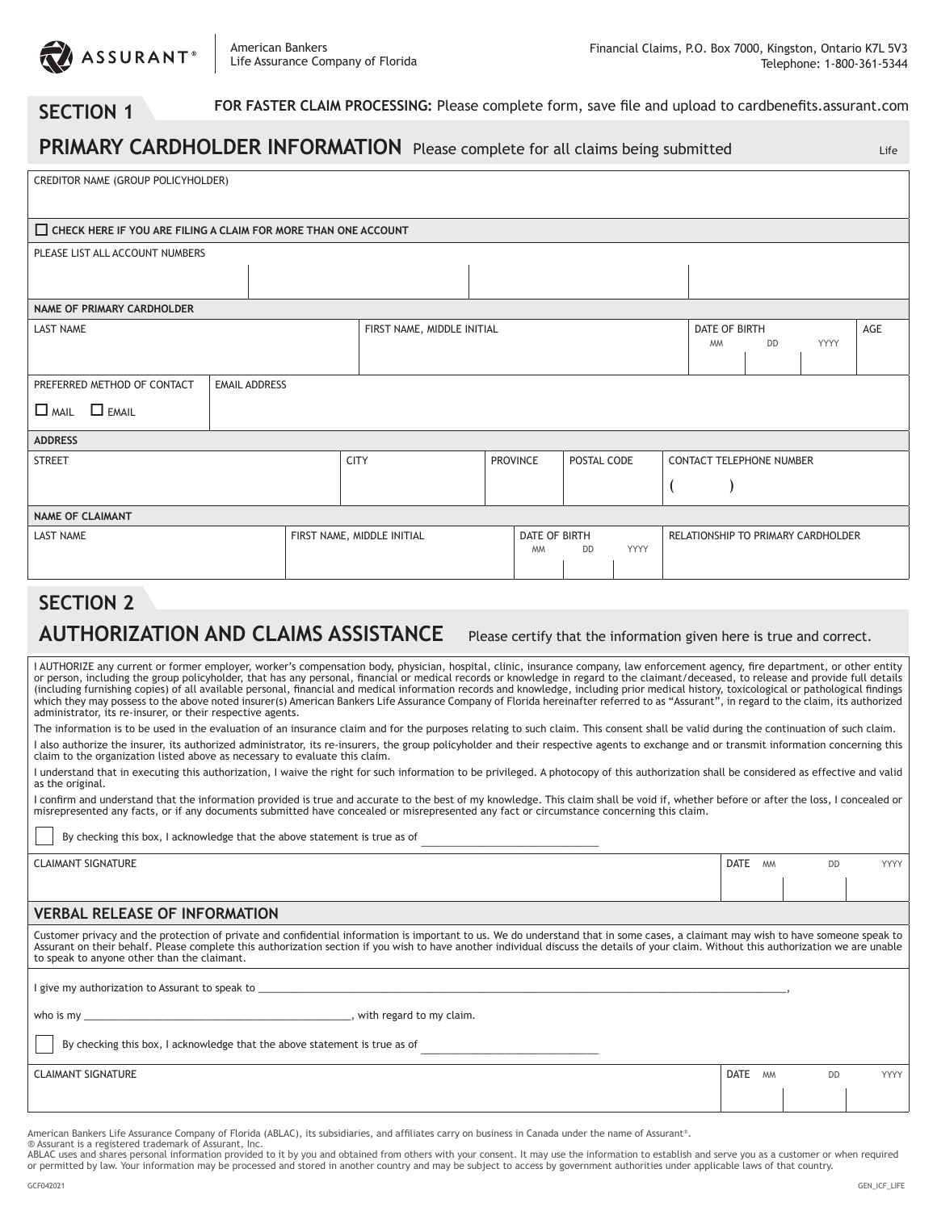ASSURANT®

American Bankers Life Assurance Company of Florida

Financial Claims, P.O. Box 7000, Kingston, Ontario K7L 5V3
Telephone: 1-800-361-5344

## SECTION 1

**FOR FASTER CLAIM PROCESSING:** Please complete form, save file and upload to cardbenefits.assurant.com

## PRIMARY CARDHOLDER INFORMATION

Please complete for all claims being submitted

Life

| CREDITOR NAME (GROUP POLICYHOLDER) |
|---|
| |

☐ **CHECK HERE IF YOU ARE FILING A CLAIM FOR MORE THAN ONE ACCOUNT**

| PLEASE LIST ALL ACCOUNT NUMBERS | | | |
|---|---|---|---|
| | | | |

**NAME OF PRIMARY CARDHOLDER**

| LAST NAME | FIRST NAME, MIDDLE INITIAL | DATE OF BIRTH MM DD YYYY | AGE |
|---|---|---|---|
| | | | |

| PREFERRED METHOD OF CONTACT | EMAIL ADDRESS |
|---|---|
| ☐ MAIL ☐ EMAIL | |

**ADDRESS**

| STREET | CITY | PROVINCE | POSTAL CODE | CONTACT TELEPHONE NUMBER |
|---|---|---|---|---|
| | | | | ( ) |

**NAME OF CLAIMANT**

| LAST NAME | FIRST NAME, MIDDLE INITIAL | DATE OF BIRTH MM DD YYYY | RELATIONSHIP TO PRIMARY CARDHOLDER |
|---|---|---|---|
| | | | |

## SECTION 2

## AUTHORIZATION AND CLAIMS ASSISTANCE

Please certify that the information given here is true and correct.

I AUTHORIZE any current or former employer, worker's compensation body, physician, hospital, clinic, insurance company, law enforcement agency, fire department, or other entity or person, including the group policyholder, that has any personal, financial or medical records or knowledge in regard to the claimant/deceased, to release and provide full details (including furnishing copies) of all available personal, financial and medical information records and knowledge, including prior medical history, toxicological or pathological findings which they may possess to the above noted insurer(s) American Bankers Life Assurance Company of Florida hereinafter referred to as "Assurant", in regard to the claim, its authorized administrator, its re-insurer, or their respective agents.

The information is to be used in the evaluation of an insurance claim and for the purposes relating to such claim. This consent shall be valid during the continuation of such claim.

I also authorize the insurer, its authorized administrator, its re-insurers, the group policyholder and their respective agents to exchange and or transmit information concerning this claim to the organization listed above as necessary to evaluate this claim.

I understand that in executing this authorization, I waive the right for such information to be privileged. A photocopy of this authorization shall be considered as effective and valid as the original.

I confirm and understand that the information provided is true and accurate to the best of my knowledge. This claim shall be void if, whether before or after the loss, I concealed or misrepresented any facts, or if any documents submitted have concealed or misrepresented any fact or circumstance concerning this claim.

☐ By checking this box, I acknowledge that the above statement is true as of ______________________________

| CLAIMANT SIGNATURE | DATE MM DD YYYY |
|---|---|
| | |

### VERBAL RELEASE OF INFORMATION

Customer privacy and the protection of private and confidential information is important to us. We do understand that in some cases, a claimant may wish to have someone speak to Assurant on their behalf. Please complete this authorization section if you wish to have another individual discuss the details of your claim. Without this authorization we are unable to speak to anyone other than the claimant.

I give my authorization to Assurant to speak to ________________________________________________________________________________________,

who is my ______________________________________________, with regard to my claim.

☐ By checking this box, I acknowledge that the above statement is true as of ______________________________

| CLAIMANT SIGNATURE | DATE MM DD YYYY |
|---|---|
| | |

American Bankers Life Assurance Company of Florida (ABLAC), its subsidiaries, and affiliates carry on business in Canada under the name of Assurant®.
® Assurant is a registered trademark of Assurant, Inc.
ABLAC uses and shares personal information provided to it by you and obtained from others with your consent. It may use the information to establish and serve you as a customer or when required or permitted by law. Your information may be processed and stored in another country and may be subject to access by government authorities under applicable laws of that country.

GCF042021 GEN_ICF_LIFE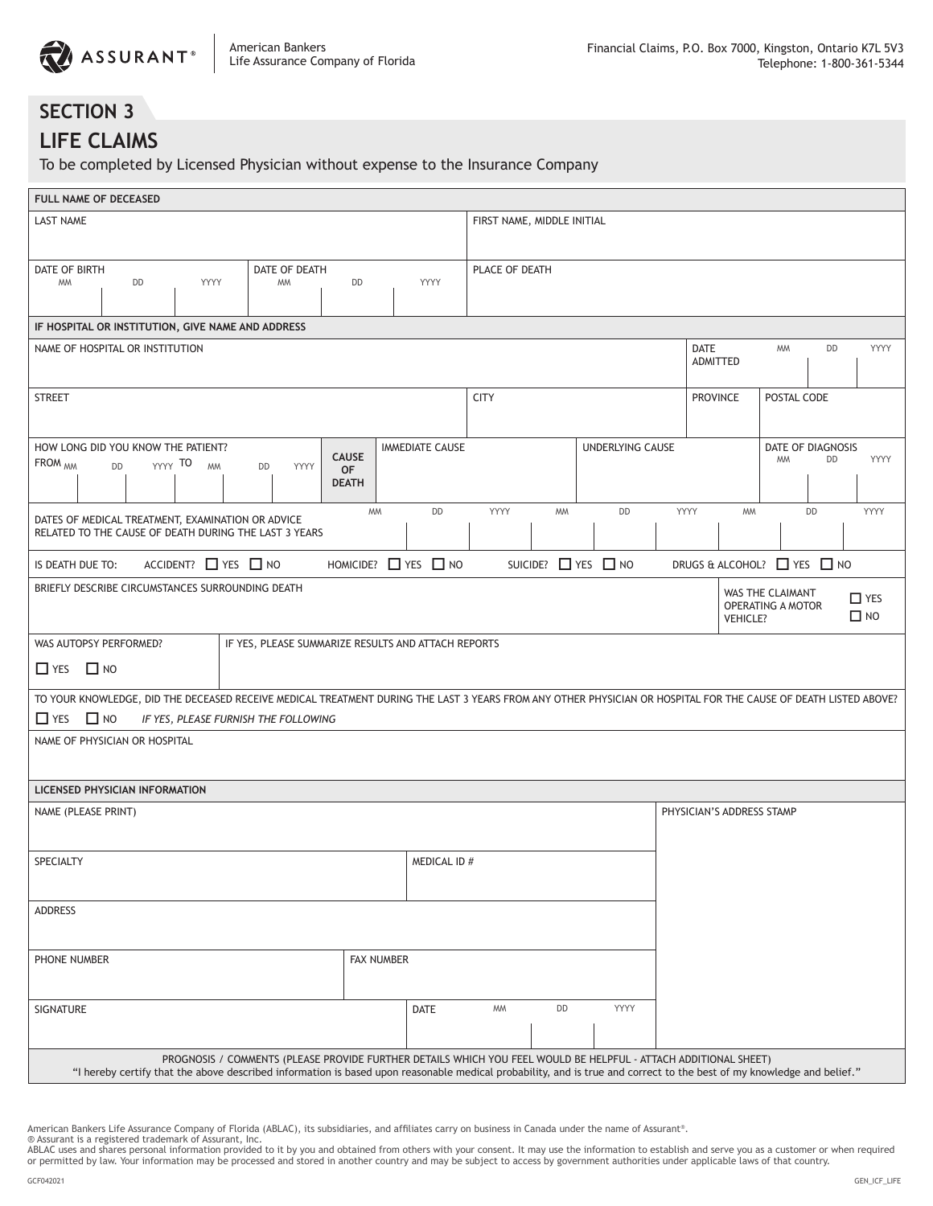ASSURANT®

American Bankers
Life Assurance Company of Florida

Financial Claims, P.O. Box 7000, Kingston, Ontario K7L 5V3
Telephone: 1-800-361-5344

# SECTION 3

## LIFE CLAIMS

To be completed by Licensed Physician without expense to the Insurance Company

**FULL NAME OF DECEASED**

| LAST NAME | FIRST NAME, MIDDLE INITIAL |
|---|---|
| | |

| DATE OF BIRTH (MM / DD / YYYY) | DATE OF DEATH (MM / DD / YYYY) | PLACE OF DEATH |
|---|---|---|
| | | |

**IF HOSPITAL OR INSTITUTION, GIVE NAME AND ADDRESS**

| NAME OF HOSPITAL OR INSTITUTION | DATE ADMITTED (MM / DD / YYYY) |
|---|---|
| | |

| STREET | CITY | PROVINCE | POSTAL CODE |
|---|---|---|---|
| | | | |

| HOW LONG DID YOU KNOW THE PATIENT? FROM (MM / DD / YYYY) TO (MM / DD / YYYY) | CAUSE OF DEATH | IMMEDIATE CAUSE | UNDERLYING CAUSE | DATE OF DIAGNOSIS (MM / DD / YYYY) |
|---|---|---|---|---|
| | | | | |

DATES OF MEDICAL TREATMENT, EXAMINATION OR ADVICE RELATED TO THE CAUSE OF DEATH DURING THE LAST 3 YEARS: MM / DD / YYYY — MM / DD / YYYY — MM / DD / YYYY

IS DEATH DUE TO: ACCIDENT? ☐ YES ☐ NO HOMICIDE? ☐ YES ☐ NO SUICIDE? ☐ YES ☐ NO DRUGS & ALCOHOL? ☐ YES ☐ NO

BRIEFLY DESCRIBE CIRCUMSTANCES SURROUNDING DEATH

WAS THE CLAIMANT OPERATING A MOTOR VEHICLE? ☐ YES ☐ NO

WAS AUTOPSY PERFORMED? ☐ YES ☐ NO

IF YES, PLEASE SUMMARIZE RESULTS AND ATTACH REPORTS

TO YOUR KNOWLEDGE, DID THE DECEASED RECEIVE MEDICAL TREATMENT DURING THE LAST 3 YEARS FROM ANY OTHER PHYSICIAN OR HOSPITAL FOR THE CAUSE OF DEATH LISTED ABOVE?

☐ YES ☐ NO *IF YES, PLEASE FURNISH THE FOLLOWING*

NAME OF PHYSICIAN OR HOSPITAL

**LICENSED PHYSICIAN INFORMATION**

| NAME (PLEASE PRINT) | | PHYSICIAN'S ADDRESS STAMP |
|---|---|---|
| SPECIALTY | MEDICAL ID # | |
| ADDRESS | | |
| PHONE NUMBER | FAX NUMBER | |
| SIGNATURE | DATE (MM / DD / YYYY) | |

PROGNOSIS / COMMENTS (PLEASE PROVIDE FURTHER DETAILS WHICH YOU FEEL WOULD BE HELPFUL - ATTACH ADDITIONAL SHEET)

"I hereby certify that the above described information is based upon reasonable medical probability, and is true and correct to the best of my knowledge and belief."

American Bankers Life Assurance Company of Florida (ABLAC), its subsidiaries, and affiliates carry on business in Canada under the name of Assurant®.
® Assurant is a registered trademark of Assurant, Inc.
ABLAC uses and shares personal information provided to it by you and obtained from others with your consent. It may use the information to establish and serve you as a customer or when required or permitted by law. Your information may be processed and stored in another country and may be subject to access by government authorities under applicable laws of that country.

GCF042021 GEN_ICF_LIFE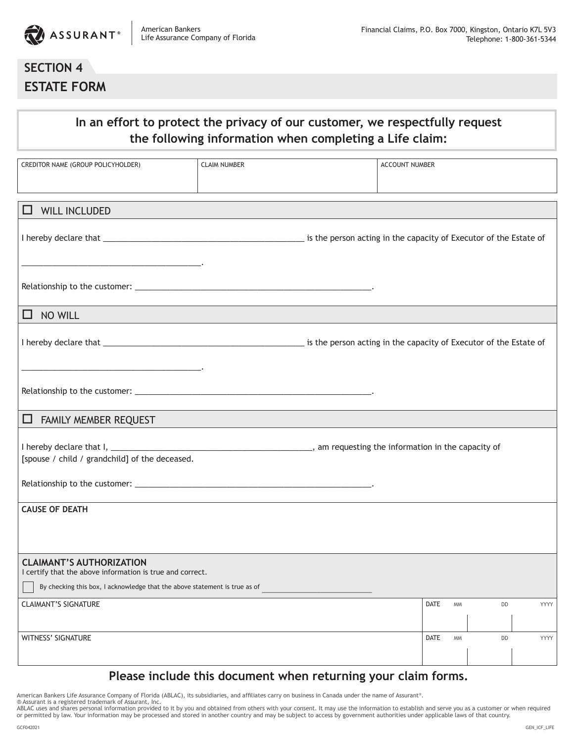ASSURANT® | American Bankers Life Assurance Company of Florida

Financial Claims, P.O. Box 7000, Kingston, Ontario K7L 5V3
Telephone: 1-800-361-5344

# SECTION 4
# ESTATE FORM

**In an effort to protect the privacy of our customer, we respectfully request the following information when completing a Life claim:**

| CREDITOR NAME (GROUP POLICYHOLDER) | CLAIM NUMBER | ACCOUNT NUMBER |
|---|---|---|
| | | |

## ☐ WILL INCLUDED

I hereby declare that ____________________________________________ is the person acting in the capacity of Executor of the Estate of ________________________________________.

Relationship to the customer: ____________________________________________________.

## ☐ NO WILL

I hereby declare that ____________________________________________ is the person acting in the capacity of Executor of the Estate of ________________________________________.

Relationship to the customer: ____________________________________________________.

## ☐ FAMILY MEMBER REQUEST

I hereby declare that I, ____________________________________________, am requesting the information in the capacity of [spouse / child / grandchild] of the deceased.

Relationship to the customer: ____________________________________________________.

**CAUSE OF DEATH**

**CLAIMANT'S AUTHORIZATION**

I certify that the above information is true and correct.

☐ By checking this box, I acknowledge that the above statement is true as of ___________________________

| CLAIMANT'S SIGNATURE | DATE MM | DD | YYYY |
|---|---|---|---|
| | | | |

| WITNESS' SIGNATURE | DATE MM | DD | YYYY |
|---|---|---|---|
| | | | |

**Please include this document when returning your claim forms.**

American Bankers Life Assurance Company of Florida (ABLAC), its subsidiaries, and affiliates carry on business in Canada under the name of Assurant®.
® Assurant is a registered trademark of Assurant, Inc.
ABLAC uses and shares personal information provided to it by you and obtained from others with your consent. It may use the information to establish and serve you as a customer or when required or permitted by law. Your information may be processed and stored in another country and may be subject to access by government authorities under applicable laws of that country.

GCF042021 GEN_ICF_LIFE